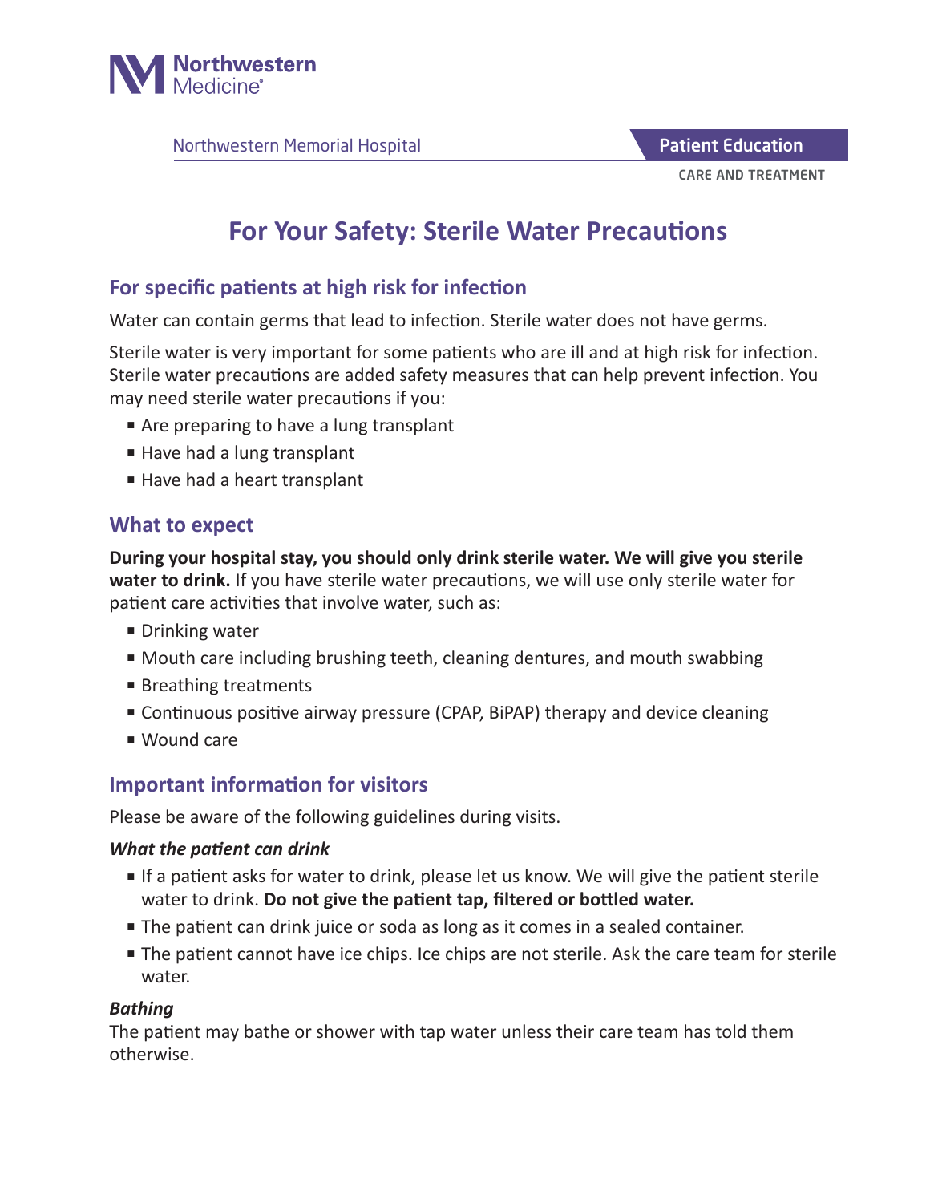Northwestern Memorial Hospital

**Patient Education**

CARE AND TREATMENT

# For Your Safety: Sterile Water Precautions

## For specific patients at high risk for infection

Water can contain germs that lead to infection. Sterile water does not have germs.

Sterile water is very important for some patients who are ill and at high risk for infection. Sterile water precautions are added safety measures that can help prevent infection. You may need sterile water precautions if you:

- Are preparing to have a lung transplant
- Have had a lung transplant
- Have had a heart transplant

## What to expect

**During your hospital stay, you should only drink sterile water. We will give you sterile water to drink.** If you have sterile water precautions, we will use only sterile water for patient care activities that involve water, such as:

- Drinking water
- Mouth care including brushing teeth, cleaning dentures, and mouth swabbing
- Breathing treatments
- Continuous positive airway pressure (CPAP, BiPAP) therapy and device cleaning
- Wound care

## Important information for visitors

Please be aware of the following guidelines during visits.

### *What the patient can drink*

- If a patient asks for water to drink, please let us know. We will give the patient sterile water to drink. **Do not give the patient tap, filtered or bottled water.**
- The patient can drink juice or soda as long as it comes in a sealed container.
- The patient cannot have ice chips. Ice chips are not sterile. Ask the care team for sterile water.

### *Bathing*

The patient may bathe or shower with tap water unless their care team has told them otherwise.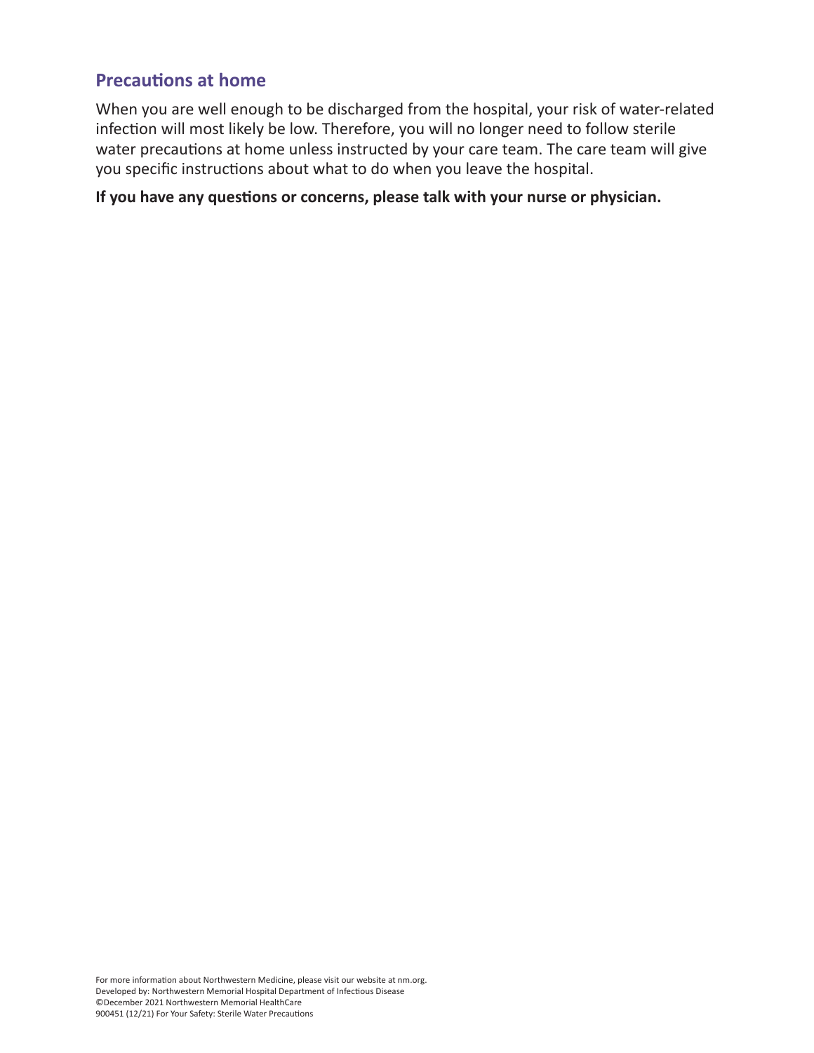## Precautions at home

When you are well enough to be discharged from the hospital, your risk of water-related infection will most likely be low. Therefore, you will no longer need to follow sterile water precautions at home unless instructed by your care team. The care team will give you specific instructions about what to do when you leave the hospital.

**If you have any questions or concerns, please talk with your nurse or physician.**

For more information about Northwestern Medicine, please visit our website at nm.org.
Developed by: Northwestern Memorial Hospital Department of Infectious Disease
©December 2021 Northwestern Memorial HealthCare
900451 (12/21) For Your Safety: Sterile Water Precautions